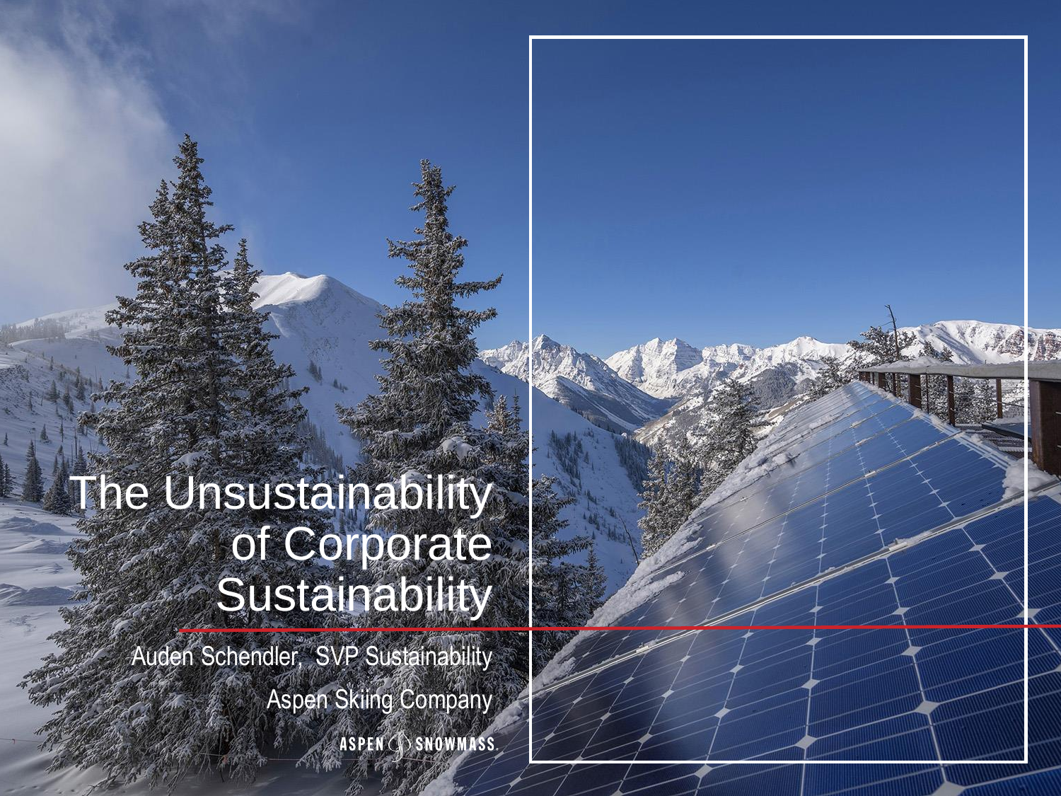# The Unsustainability of Corporate Sustainability

Auden Schendler, SVP Sustainability

Aspen Skiing Company

ASPEN SNOWMASS.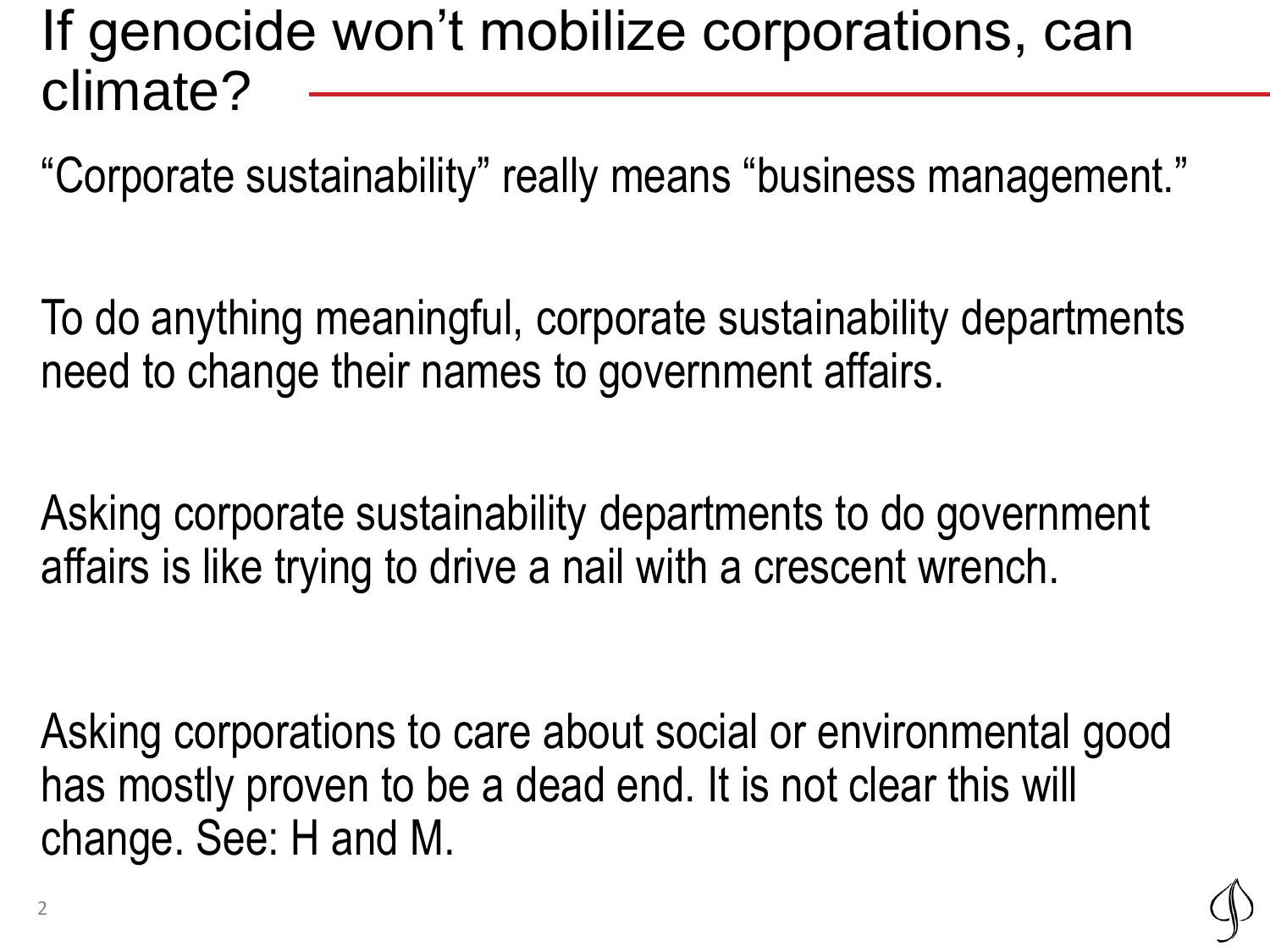# If genocide won't mobilize corporations, can climate?

"Corporate sustainability" really means "business management."

To do anything meaningful, corporate sustainability departments need to change their names to government affairs.

Asking corporate sustainability departments to do government affairs is like trying to drive a nail with a crescent wrench.

Asking corporations to care about social or environmental good has mostly proven to be a dead end. It is not clear this will change. See: H and M.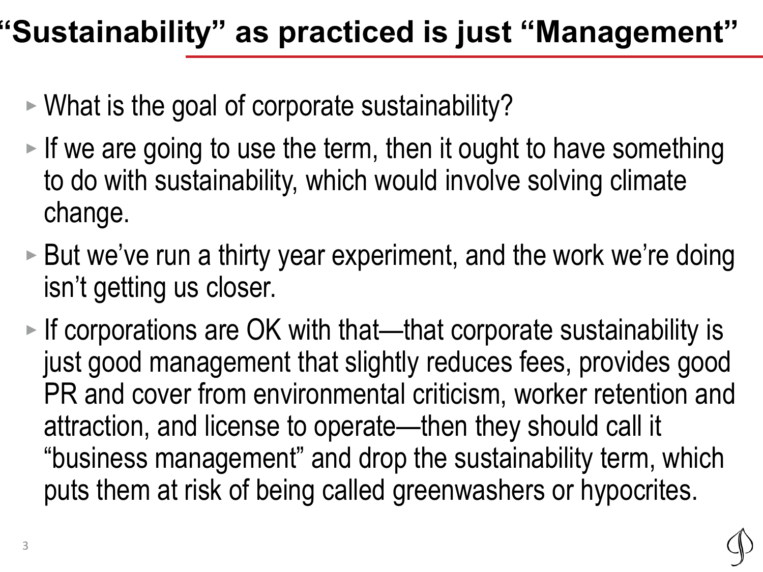# "Sustainability" as practiced is just "Management"

- What is the goal of corporate sustainability?
- If we are going to use the term, then it ought to have something to do with sustainability, which would involve solving climate change.
- But we've run a thirty year experiment, and the work we're doing isn't getting us closer.
- If corporations are OK with that—that corporate sustainability is just good management that slightly reduces fees, provides good PR and cover from environmental criticism, worker retention and attraction, and license to operate—then they should call it "business management" and drop the sustainability term, which puts them at risk of being called greenwashers or hypocrites.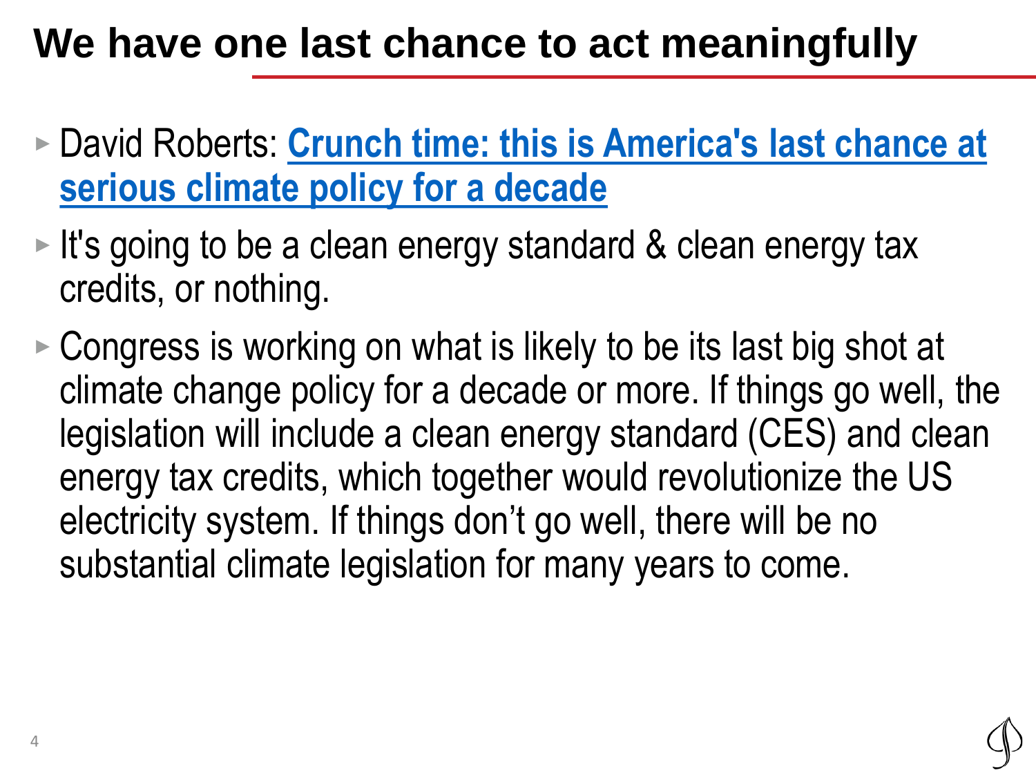# We have one last chance to act meaningfully

- David Roberts: **Crunch time: this is America's last chance at serious climate policy for a decade**
- It's going to be a clean energy standard & clean energy tax credits, or nothing.
- Congress is working on what is likely to be its last big shot at climate change policy for a decade or more. If things go well, the legislation will include a clean energy standard (CES) and clean energy tax credits, which together would revolutionize the US electricity system. If things don’t go well, there will be no substantial climate legislation for many years to come.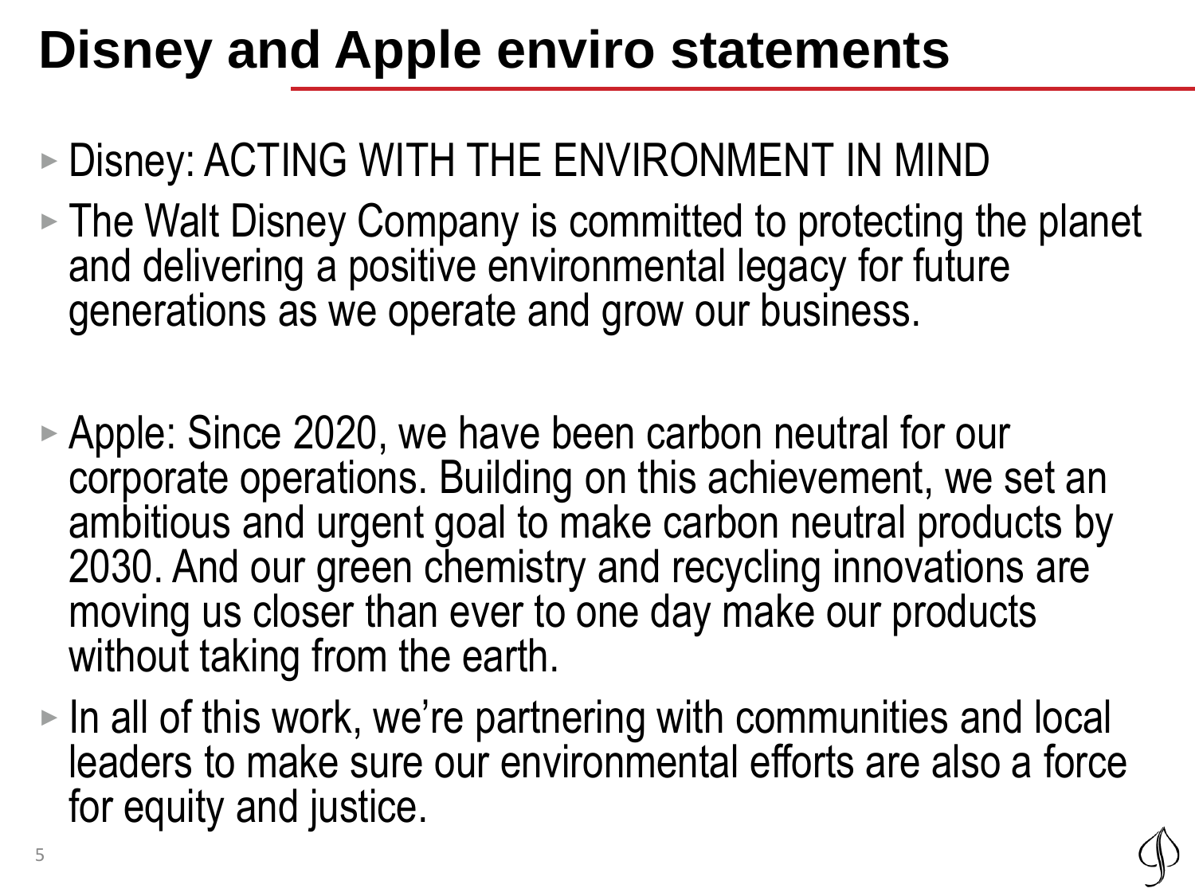# Disney and Apple enviro statements

- Disney: ACTING WITH THE ENVIRONMENT IN MIND
- The Walt Disney Company is committed to protecting the planet and delivering a positive environmental legacy for future generations as we operate and grow our business.

- Apple: Since 2020, we have been carbon neutral for our corporate operations. Building on this achievement, we set an ambitious and urgent goal to make carbon neutral products by 2030. And our green chemistry and recycling innovations are moving us closer than ever to one day make our products without taking from the earth.
- In all of this work, we're partnering with communities and local leaders to make sure our environmental efforts are also a force for equity and justice.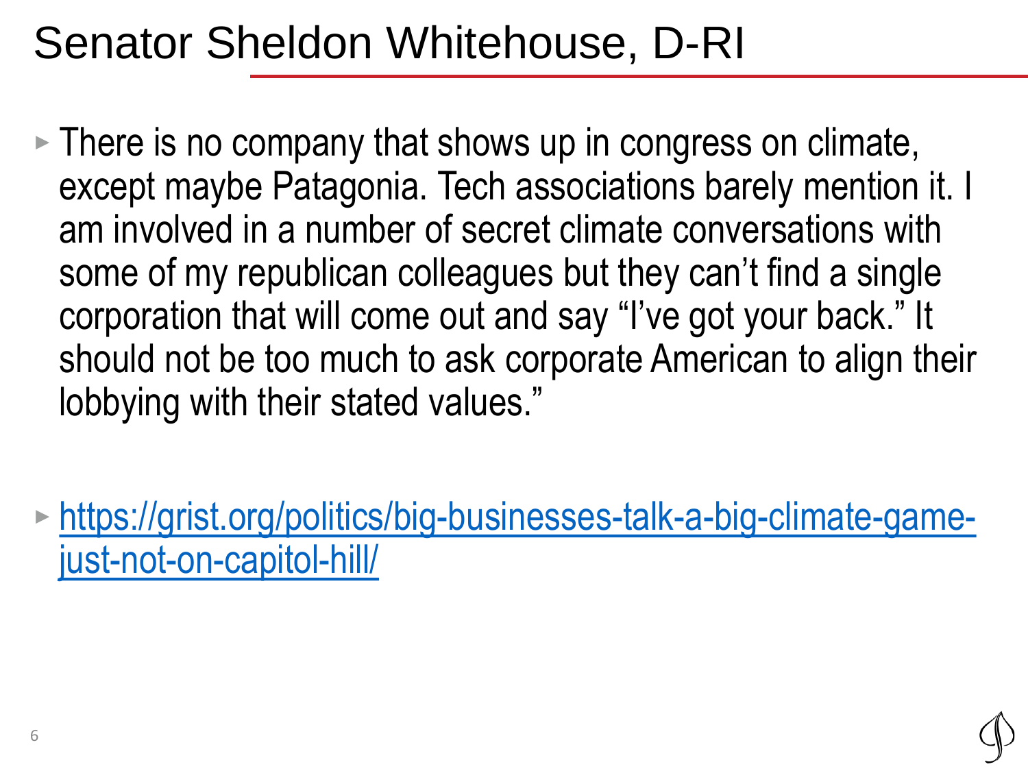# Senator Sheldon Whitehouse, D-RI

- There is no company that shows up in congress on climate, except maybe Patagonia. Tech associations barely mention it. I am involved in a number of secret climate conversations with some of my republican colleagues but they can't find a single corporation that will come out and say "I've got your back." It should not be too much to ask corporate American to align their lobbying with their stated values."

- https://grist.org/politics/big-businesses-talk-a-big-climate-game-just-not-on-capitol-hill/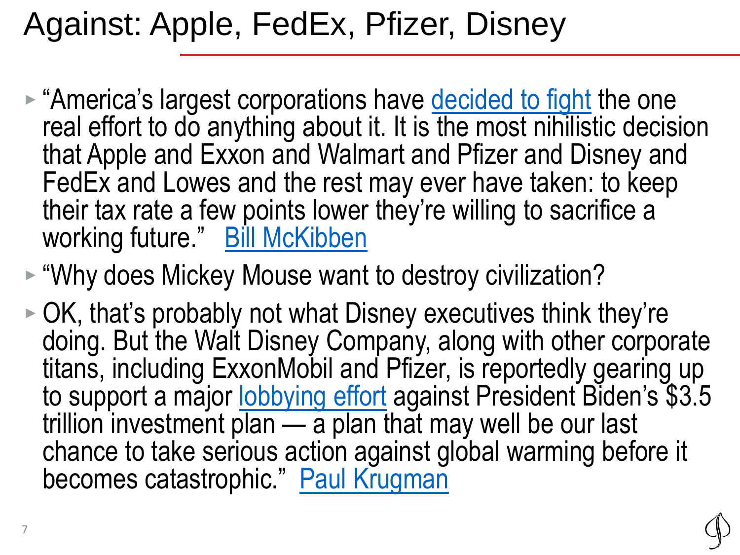# Against: Apple, FedEx, Pfizer, Disney

- "America's largest corporations have decided to fight the one real effort to do anything about it. It is the most nihilistic decision that Apple and Exxon and Walmart and Pfizer and Disney and FedEx and Lowes and the rest may ever have taken: to keep their tax rate a few points lower they're willing to sacrifice a working future." Bill McKibben
- "Why does Mickey Mouse want to destroy civilization?
- OK, that's probably not what Disney executives think they're doing. But the Walt Disney Company, along with other corporate titans, including ExxonMobil and Pfizer, is reportedly gearing up to support a major lobbying effort against President Biden's $3.5 trillion investment plan — a plan that may well be our last chance to take serious action against global warming before it becomes catastrophic." Paul Krugman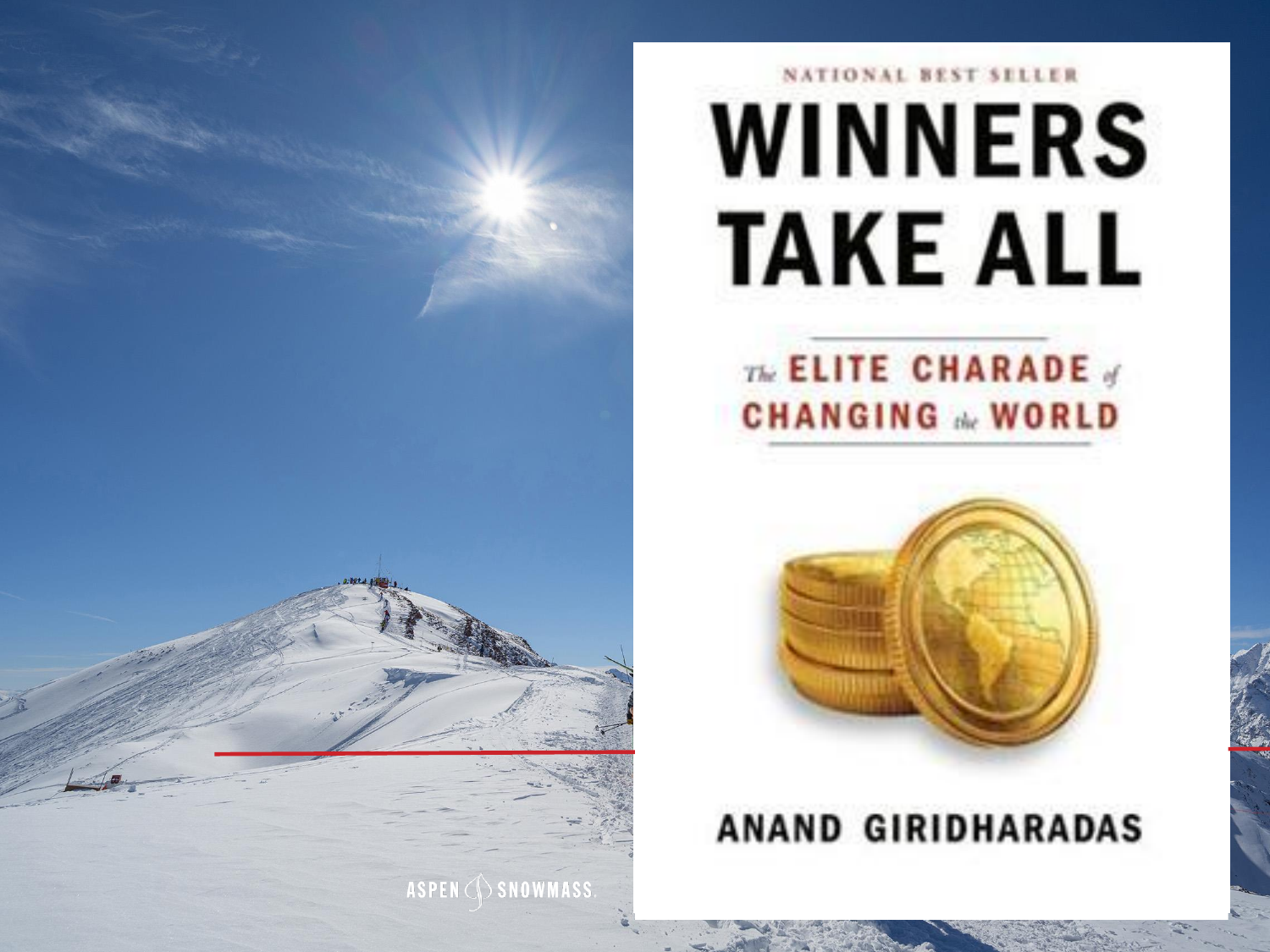NATIONAL BEST SELLER

# WINNERS TAKE ALL

## The ELITE CHARADE of CHANGING the WORLD

ANAND GIRIDHARADAS

ASPEN SNOWMASS.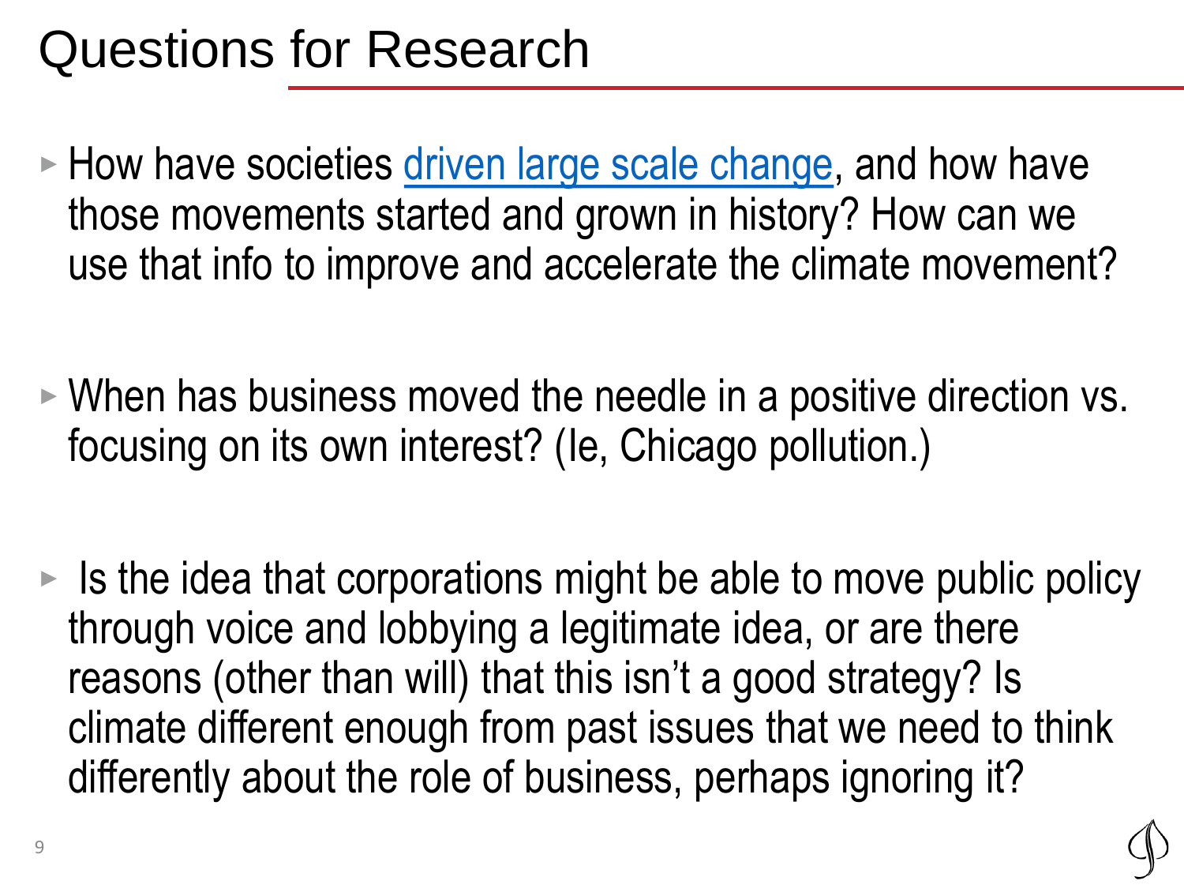# Questions for Research

- How have societies driven large scale change, and how have those movements started and grown in history? How can we use that info to improve and accelerate the climate movement?

- When has business moved the needle in a positive direction vs. focusing on its own interest? (Ie, Chicago pollution.)

- Is the idea that corporations might be able to move public policy through voice and lobbying a legitimate idea, or are there reasons (other than will) that this isn't a good strategy? Is climate different enough from past issues that we need to think differently about the role of business, perhaps ignoring it?